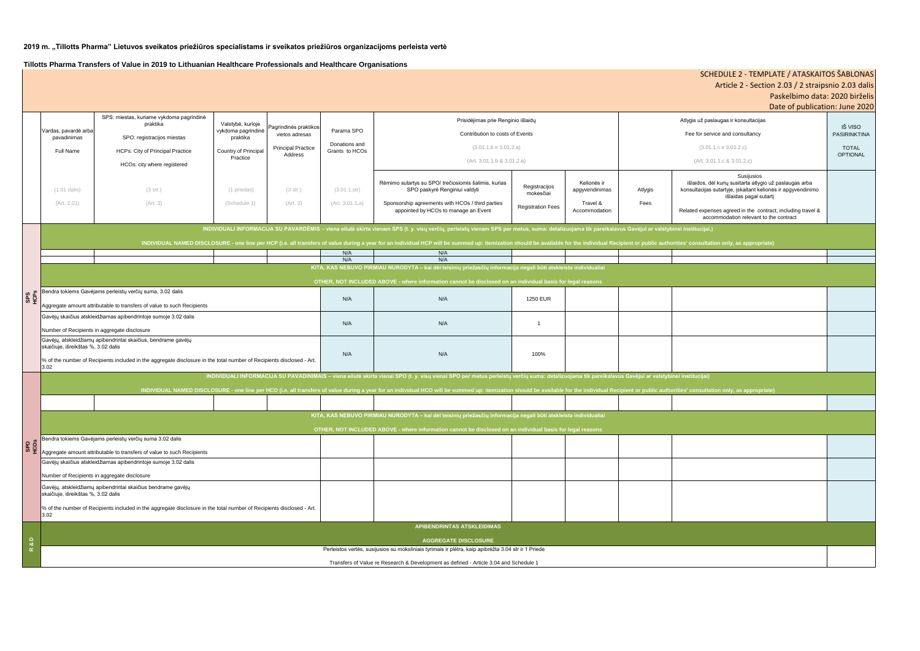**2019 m. „Tillotts Pharma" Lietuvos sveikatos priežiūros specialistams ir sveikatos priežiūros organizacijoms perleista vertė**

**Tillotts Pharma Transfers of Value in 2019 to Lithuanian Healthcare Professionals and Healthcare Organisations**

SCHEDULE 2 - TEMPLATE / ATASKAITOS ŠABLONAS
Article 2 - Section 2.03 / 2 straipsnio 2.03 dalis
Paskelbimo data: 2020 birželis
Date of publication: June 2020

| | Vardas, pavardė arba pavadinimas<br>Full Name<br>(1.01 dalis)<br>(Art. 1.01) | SPS: miestas, kuriame vykdoma pagrindinė praktika<br>SPO: registracijos miestas<br>HCPs: City of Principal Practice<br>HCOs: city where registered<br>(3 str.)<br>(Art. 3) | Valstybė, kurioje vykdoma pagrindinė praktika<br>Country of Principal Practice<br>(1 priedas)<br>(Schedule 1) | Pagrindinės praktikos vietos adresas<br>Principal Practice Address<br>(3 str.)<br>(Art. 3) | Parama SPO<br>Donations and Grants to HCOs<br>(3.01.1.str)<br>(Art. 3.01.1.a) | Prisidėjimas prie Renginio išlaidų / Contribution to costs of Events (3.01.1.b ir 3.01.2.a) (Art. 3.01.1.b & 3.01.2.a)<br>Rėmimo sutartys su SPO/ trečiosiomis šalimis, kurias SPO paskyrė Renginiui valdyti<br>Sponsorship agreements with HCOs / third parties appointed by HCOs to manage an Event | Registracijos mokesčiai<br>Registration Fees | Kelionės ir apgyvendinimas<br>Travel & Accommodation | Atlygis už paslaugas ir konsultacijas / Fee for service and consultancy (3.01.1.c ir 3.01.2.c) (Art. 3.01.1.c & 3.01.2.c)<br>Atlygis<br>Fees | Susijusios išlaidos, dėl kurių susitarta atlygio už paslaugas arba konsultacijas sutartyje, įskaitant kelionės ir apgyvendinimo išlaidas pagal sutartį<br>Related expenses agreed in the contract, including travel & accommodation relevant to the contract | IŠ VISO PASIRINKTINA<br>TOTAL OPTIONAL |
|---|---|---|---|---|---|---|---|---|---|---|---|
| **SPS HCPs** | **INDIVIDUALI INFORMACIJA SU PAVARDĖMIS – viena eilutė skirta vienam SPS (t. y. visų verčių, perleistų vienam SPS per metus, suma: detalizuojama tik pareikalavus Gavėjui ar valstybinei institucijai.)**<br>**INDIVIDUAL NAMED DISCLOSURE - one line per HCP (i.e. all transfers of value during a year for an individual HCP will be summed up: itemization should be available for the individual Recipient or public authorities' consultation only, as appropriate)** | | | | | | | | | | |
| | | | | | N/A | N/A | | | | | |
| | | | | | N/A | N/A | | | | | |
| | **KITA, KAS NEBUVO PIRMIAU NURODYTA – kai dėl teisinių priežasčių informacija negali būti atskleista individualiai**<br>**OTHER, NOT INCLUDED ABOVE - where information cannot be disclosed on an individual basis for legal reasons** | | | | | | | | | | |
| | Bendra tokiems Gavėjams perleistų verčių suma, 3.02 dalis<br>Aggregate amount attributable to transfers of value to such Recipients | | | | N/A | N/A | 1250 EUR | | | | |
| | Gavėjų skaičius atskleidžiamas apibendrintoje sumoje 3.02 dalis<br>Number of Recipients in aggregate disclosure | | | | N/A | N/A | 1 | | | | |
| | Gavėjų, atskleidžiamų apibendrintai skaičius, bendrame gavėjų skaičiuje, išreikštas %, 3.02 dalis<br>% of the number of Recipients included in the aggregate disclosure in the total number of Recipients disclosed - Art. 3.02 | | | | N/A | N/A | 100% | | | | |
| **SPO HCOs** | **INDIVIDUALI INFORMACIJA SU PAVADINIMAIS – viena eilutė skirta vienai SPO (t. y. visų vienai SPO per metus perleistų verčių suma: detalizuojama tik pareikalavus Gavėjui ar valstybinei institucijai)**<br>**INDIVIDUAL NAMED DISCLOSURE - one line per HCO (i.e. all transfers of value during a year for an individual HCO will be summed up: itemization should be available for the individual Recipient or public authorities' consultation only, as appropriate)** | | | | | | | | | | |
| | | | | | | | | | | | |
| | **KITA, KAS NEBUVO PIRMIAU NURODYTA – kai dėl teisinių priežasčių informacija negali būti atskleista individualiai**<br>**OTHER, NOT INCLUDED ABOVE - where information cannot be disclosed on an individual basis for legal reasons** | | | | | | | | | | |
| | Bendra tokiems Gavėjams perleistų verčių suma 3.02 dalis<br>Aggregate amount attributable to transfers of value to such Recipients | | | | | | | | | | |
| | Gavėjų skaičius atskleidžiamas apibendrintoje sumoje 3.02 dalis<br>Number of Recipients in aggregate disclosure | | | | | | | | | | |
| | Gavėjų, atskleidžiamų apibendrintai skaičius, bendrame gavėjų skaičiuje, išreikštas %, 3.02 dalis<br>% of the number of Recipients included in the aggregate disclosure in the total number of Recipients disclosed - Art. 3.02 | | | | | | | | | | |
| **R & D** | **APIBENDRINTAS ATSKLEIDIMAS**<br>**AGGREGATE DISCLOSURE** | | | | | | | | | | |
| | Perleistos vertės, susijusios su moksliniais tyrimais ir plėtra, kaip apibrėžta 3.04 str ir 1 Priede<br>Transfers of Value re Research & Development as defined - Article 3.04 and Schedule 1 | | | | | | | | | | |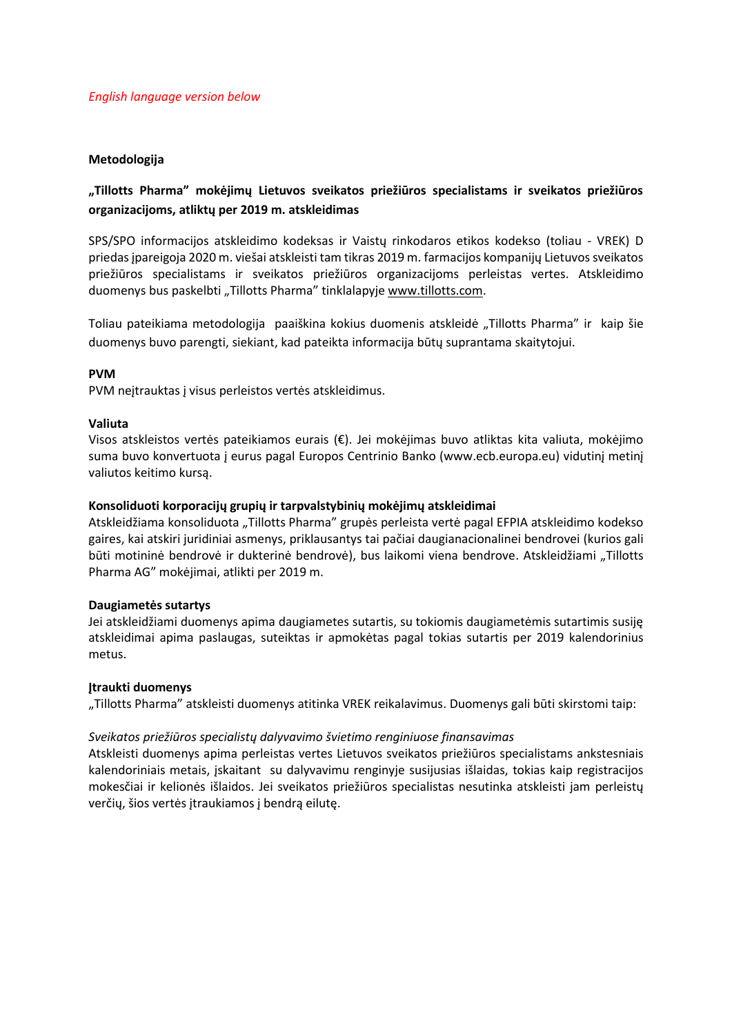*English language version below*

**Metodologija**

**„Tillotts Pharma" mokėjimų Lietuvos sveikatos priežiūros specialistams ir sveikatos priežiūros organizacijoms, atliktų per 2019 m. atskleidimas**

SPS/SPO informacijos atskleidimo kodeksas ir Vaistų rinkodaros etikos kodekso (toliau - VREK) D priedas įpareigoja 2020 m. viešai atskleisti tam tikras 2019 m. farmacijos kompanijų Lietuvos sveikatos priežiūros specialistams ir sveikatos priežiūros organizacijoms perleistas vertes. Atskleidimo duomenys bus paskelbti „Tillotts Pharma" tinklalapyje www.tillotts.com.

Toliau pateikiama metodologija paaiškina kokius duomenis atskleidė „Tillotts Pharma" ir kaip šie duomenys buvo parengti, siekiant, kad pateikta informacija būtų suprantama skaitytojui.

**PVM**

PVM neįtrauktas į visus perleistos vertės atskleidimus.

**Valiuta**

Visos atskleistos vertės pateikiamos eurais (€). Jei mokėjimas buvo atliktas kita valiuta, mokėjimo suma buvo konvertuota į eurus pagal Europos Centrinio Banko (www.ecb.europa.eu) vidutinį metinį valiutos keitimo kursą.

**Konsoliduoti korporacijų grupių ir tarpvalstybinių mokėjimų atskleidimai**

Atskleidžiama konsoliduota „Tillotts Pharma" grupės perleista vertė pagal EFPIA atskleidimo kodekso gaires, kai atskiri juridiniai asmenys, priklausantys tai pačiai daugianacionalinei bendrovei (kurios gali būti motininė bendrovė ir dukterinė bendrovė), bus laikomi viena bendrove. Atskleidžiami „Tillotts Pharma AG" mokėjimai, atlikti per 2019 m.

**Daugiametės sutartys**

Jei atskleidžiami duomenys apima daugiametes sutartis, su tokiomis daugiametėmis sutartimis susiję atskleidimai apima paslaugas, suteiktas ir apmokėtas pagal tokias sutartis per 2019 kalendorinius metus.

**Įtraukti duomenys**

„Tillotts Pharma" atskleisti duomenys atitinka VREK reikalavimus. Duomenys gali būti skirstomi taip:

*Sveikatos priežiūros specialistų dalyvavimo švietimo renginiuose finansavimas*

Atskleisti duomenys apima perleistas vertes Lietuvos sveikatos priežiūros specialistams ankstesniais kalendoriniais metais, įskaitant su dalyvavimu renginyje susijusias išlaidas, tokias kaip registracijos mokesčiai ir kelionės išlaidos. Jei sveikatos priežiūros specialistas nesutinka atskleisti jam perleistų verčių, šios vertės įtraukiamos į bendrą eilutę.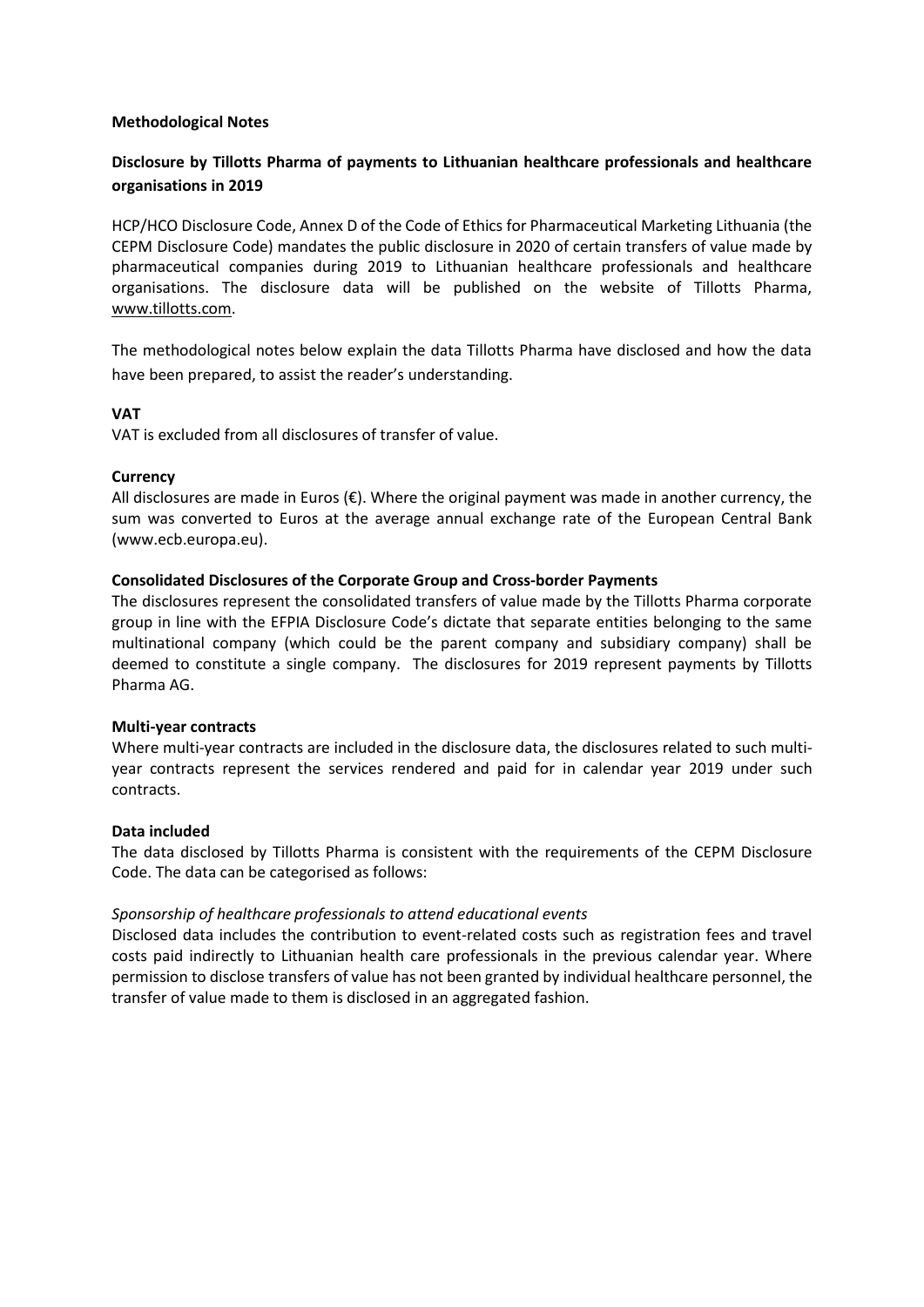**Methodological Notes**

**Disclosure by Tillotts Pharma of payments to Lithuanian healthcare professionals and healthcare organisations in 2019**

HCP/HCO Disclosure Code, Annex D of the Code of Ethics for Pharmaceutical Marketing Lithuania (the CEPM Disclosure Code) mandates the public disclosure in 2020 of certain transfers of value made by pharmaceutical companies during 2019 to Lithuanian healthcare professionals and healthcare organisations. The disclosure data will be published on the website of Tillotts Pharma, www.tillotts.com.

The methodological notes below explain the data Tillotts Pharma have disclosed and how the data have been prepared, to assist the reader's understanding.

**VAT**

VAT is excluded from all disclosures of transfer of value.

**Currency**

All disclosures are made in Euros (€). Where the original payment was made in another currency, the sum was converted to Euros at the average annual exchange rate of the European Central Bank (www.ecb.europa.eu).

**Consolidated Disclosures of the Corporate Group and Cross-border Payments**

The disclosures represent the consolidated transfers of value made by the Tillotts Pharma corporate group in line with the EFPIA Disclosure Code's dictate that separate entities belonging to the same multinational company (which could be the parent company and subsidiary company) shall be deemed to constitute a single company. The disclosures for 2019 represent payments by Tillotts Pharma AG.

**Multi-year contracts**

Where multi-year contracts are included in the disclosure data, the disclosures related to such multi-year contracts represent the services rendered and paid for in calendar year 2019 under such contracts.

**Data included**

The data disclosed by Tillotts Pharma is consistent with the requirements of the CEPM Disclosure Code. The data can be categorised as follows:

*Sponsorship of healthcare professionals to attend educational events*

Disclosed data includes the contribution to event-related costs such as registration fees and travel costs paid indirectly to Lithuanian health care professionals in the previous calendar year. Where permission to disclose transfers of value has not been granted by individual healthcare personnel, the transfer of value made to them is disclosed in an aggregated fashion.